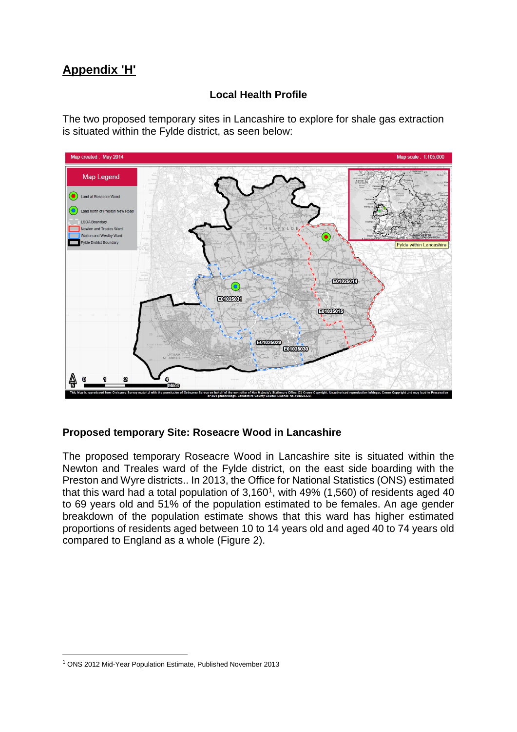## Appendix 'H'

### Local Health Profile

The two proposed temporary sites in Lancashire to explore for shale gas extraction is situated within the Fylde district, as seen below:

### Proposed temporary Site: Roseacre Wood in Lancashire

The proposed temporary Roseacre Wood in Lancashire site is situated within the Newton and Treales ward of the Fylde district, on the east side boarding with the Preston and Wyre districts.. In 2013, the Office for National Statistics (ONS) estimated that this ward had a total population of 3,160[1], with 49% (1,560) of residents aged 40 to 69 years old and 51% of the population estimated to be females. An age gender breakdown of the population estimate shows that this ward has higher estimated proportions of residents aged between 10 to 14 years old and aged 40 to 74 years old compared to England as a whole (Figure 2).

[1] ONS 2012 Mid-Year Population Estimate, Published November 2013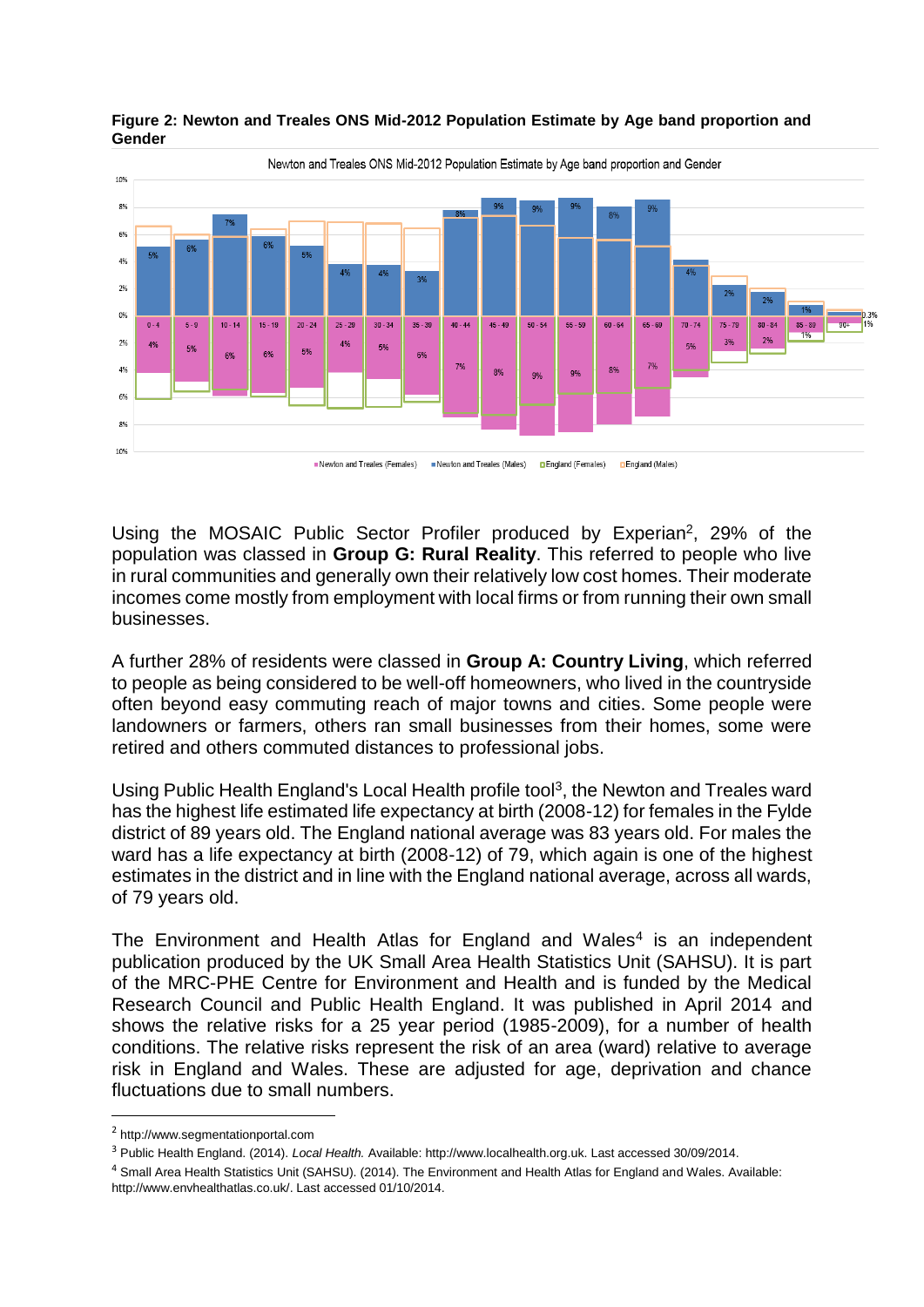**Figure 2: Newton and Treales ONS Mid-2012 Population Estimate by Age band proportion and Gender**

Using the MOSAIC Public Sector Profiler produced by Experian[2], 29% of the population was classed in **Group G: Rural Reality**. This referred to people who live in rural communities and generally own their relatively low cost homes. Their moderate incomes come mostly from employment with local firms or from running their own small businesses.

A further 28% of residents were classed in **Group A: Country Living**, which referred to people as being considered to be well-off homeowners, who lived in the countryside often beyond easy commuting reach of major towns and cities. Some people were landowners or farmers, others ran small businesses from their homes, some were retired and others commuted distances to professional jobs.

Using Public Health England's Local Health profile tool[3], the Newton and Treales ward has the highest life estimated life expectancy at birth (2008-12) for females in the Fylde district of 89 years old. The England national average was 83 years old. For males the ward has a life expectancy at birth (2008-12) of 79, which again is one of the highest estimates in the district and in line with the England national average, across all wards, of 79 years old.

The Environment and Health Atlas for England and Wales[4] is an independent publication produced by the UK Small Area Health Statistics Unit (SAHSU). It is part of the MRC-PHE Centre for Environment and Health and is funded by the Medical Research Council and Public Health England. It was published in April 2014 and shows the relative risks for a 25 year period (1985-2009), for a number of health conditions. The relative risks represent the risk of an area (ward) relative to average risk in England and Wales. These are adjusted for age, deprivation and chance fluctuations due to small numbers.

---

[2] http://www.segmentationportal.com

[3] Public Health England. (2014). *Local Health.* Available: http://www.localhealth.org.uk. Last accessed 30/09/2014.

[4] Small Area Health Statistics Unit (SAHSU). (2014). The Environment and Health Atlas for England and Wales. Available: http://www.envhealthatlas.co.uk/. Last accessed 01/10/2014.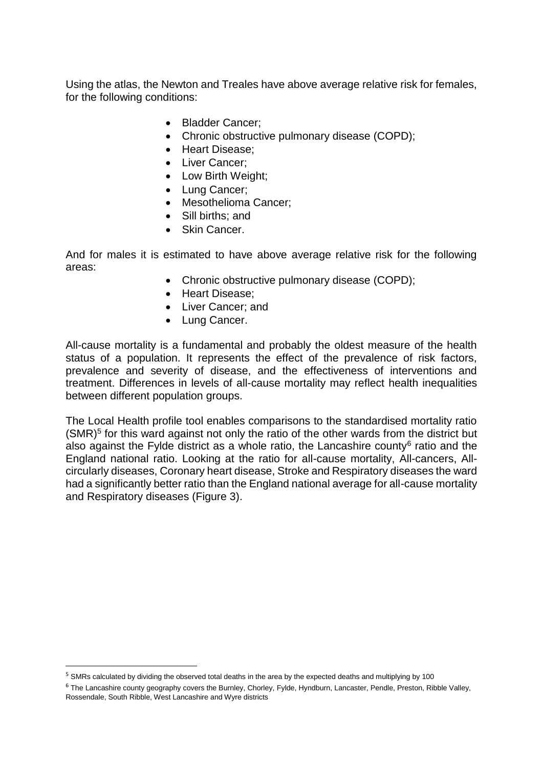Using the atlas, the Newton and Treales have above average relative risk for females, for the following conditions:

- Bladder Cancer;
- Chronic obstructive pulmonary disease (COPD);
- Heart Disease;
- Liver Cancer;
- Low Birth Weight;
- Lung Cancer;
- Mesothelioma Cancer;
- Sill births; and
- Skin Cancer.

And for males it is estimated to have above average relative risk for the following areas:

- Chronic obstructive pulmonary disease (COPD);
- Heart Disease;
- Liver Cancer; and
- Lung Cancer.

All-cause mortality is a fundamental and probably the oldest measure of the health status of a population. It represents the effect of the prevalence of risk factors, prevalence and severity of disease, and the effectiveness of interventions and treatment. Differences in levels of all-cause mortality may reflect health inequalities between different population groups.

The Local Health profile tool enables comparisons to the standardised mortality ratio (SMR)[5] for this ward against not only the ratio of the other wards from the district but also against the Fylde district as a whole ratio, the Lancashire county[6] ratio and the England national ratio. Looking at the ratio for all-cause mortality, All-cancers, All-circularly diseases, Coronary heart disease, Stroke and Respiratory diseases the ward had a significantly better ratio than the England national average for all-cause mortality and Respiratory diseases (Figure 3).

[5] SMRs calculated by dividing the observed total deaths in the area by the expected deaths and multiplying by 100

[6] The Lancashire county geography covers the Burnley, Chorley, Fylde, Hyndburn, Lancaster, Pendle, Preston, Ribble Valley, Rossendale, South Ribble, West Lancashire and Wyre districts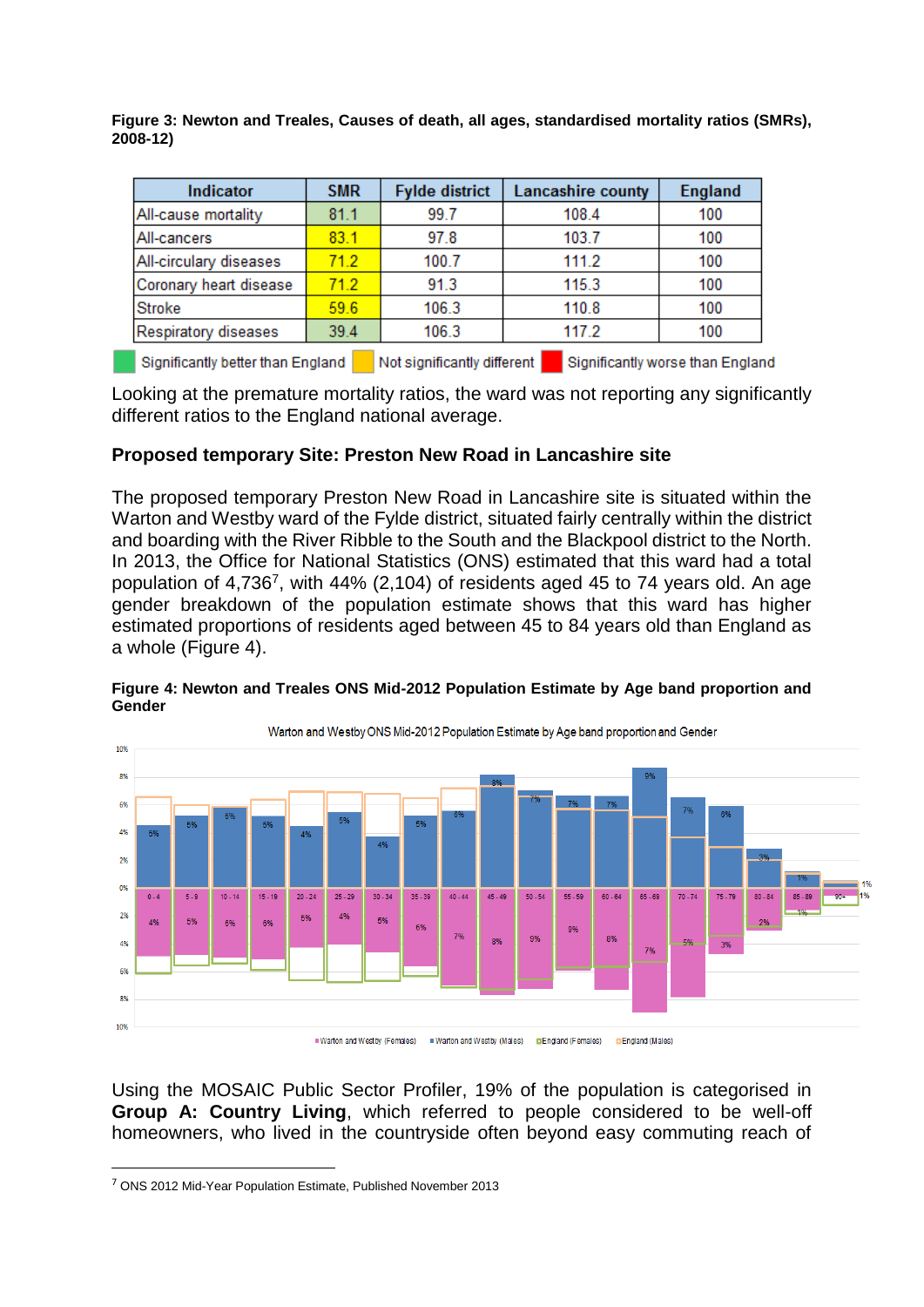**Figure 3: Newton and Treales, Causes of death, all ages, standardised mortality ratios (SMRs), 2008-12)**

| Indicator | SMR | Fylde district | Lancashire county | England |
|---|---|---|---|---|
| All-cause mortality | 81.1 | 99.7 | 108.4 | 100 |
| All-cancers | 83.1 | 97.8 | 103.7 | 100 |
| All-circulary diseases | 71.2 | 100.7 | 111.2 | 100 |
| Coronary heart disease | 71.2 | 91.3 | 115.3 | 100 |
| Stroke | 59.6 | 106.3 | 110.8 | 100 |
| Respiratory diseases | 39.4 | 106.3 | 117.2 | 100 |

Significantly better than England | Not significantly different | Significantly worse than England

Looking at the premature mortality ratios, the ward was not reporting any significantly different ratios to the England national average.

**Proposed temporary Site: Preston New Road in Lancashire site**

The proposed temporary Preston New Road in Lancashire site is situated within the Warton and Westby ward of the Fylde district, situated fairly centrally within the district and boarding with the River Ribble to the South and the Blackpool district to the North. In 2013, the Office for National Statistics (ONS) estimated that this ward had a total population of 4,736[7], with 44% (2,104) of residents aged 45 to 74 years old. An age gender breakdown of the population estimate shows that this ward has higher estimated proportions of residents aged between 45 to 84 years old than England as a whole (Figure 4).

**Figure 4: Newton and Treales ONS Mid-2012 Population Estimate by Age band proportion and Gender**

Using the MOSAIC Public Sector Profiler, 19% of the population is categorised in **Group A: Country Living**, which referred to people considered to be well-off homeowners, who lived in the countryside often beyond easy commuting reach of

[7] ONS 2012 Mid-Year Population Estimate, Published November 2013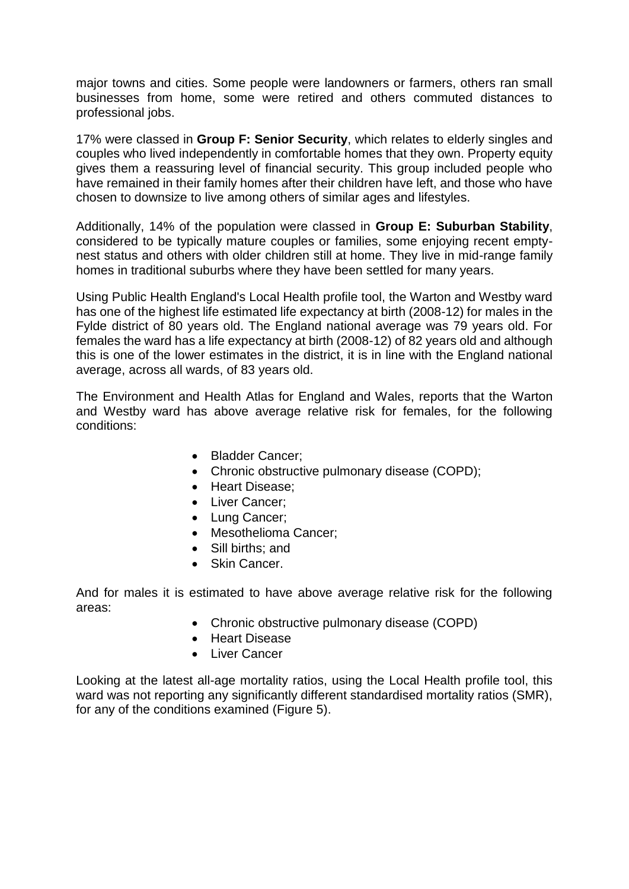major towns and cities. Some people were landowners or farmers, others ran small businesses from home, some were retired and others commuted distances to professional jobs.

17% were classed in **Group F: Senior Security**, which relates to elderly singles and couples who lived independently in comfortable homes that they own. Property equity gives them a reassuring level of financial security. This group included people who have remained in their family homes after their children have left, and those who have chosen to downsize to live among others of similar ages and lifestyles.

Additionally, 14% of the population were classed in **Group E: Suburban Stability**, considered to be typically mature couples or families, some enjoying recent empty-nest status and others with older children still at home. They live in mid-range family homes in traditional suburbs where they have been settled for many years.

Using Public Health England's Local Health profile tool, the Warton and Westby ward has one of the highest life estimated life expectancy at birth (2008-12) for males in the Fylde district of 80 years old. The England national average was 79 years old. For females the ward has a life expectancy at birth (2008-12) of 82 years old and although this is one of the lower estimates in the district, it is in line with the England national average, across all wards, of 83 years old.

The Environment and Health Atlas for England and Wales, reports that the Warton and Westby ward has above average relative risk for females, for the following conditions:

- Bladder Cancer;
- Chronic obstructive pulmonary disease (COPD);
- Heart Disease;
- Liver Cancer;
- Lung Cancer;
- Mesothelioma Cancer;
- Sill births; and
- Skin Cancer.

And for males it is estimated to have above average relative risk for the following areas:

- Chronic obstructive pulmonary disease (COPD)
- Heart Disease
- Liver Cancer

Looking at the latest all-age mortality ratios, using the Local Health profile tool, this ward was not reporting any significantly different standardised mortality ratios (SMR), for any of the conditions examined (Figure 5).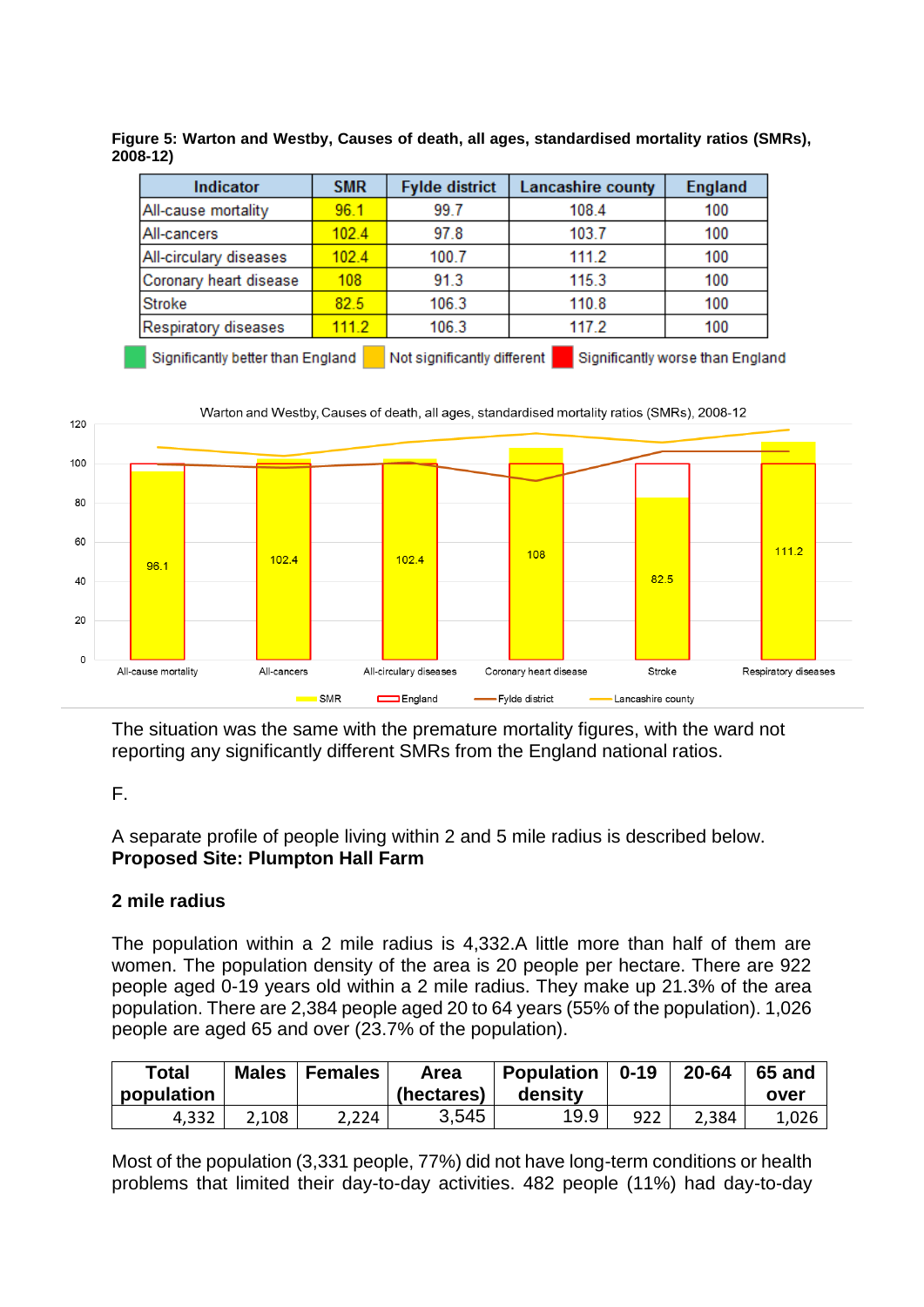**Figure 5: Warton and Westby, Causes of death, all ages, standardised mortality ratios (SMRs), 2008-12)**

| Indicator | SMR | Fylde district | Lancashire county | England |
|---|---|---|---|---|
| All-cause mortality | 96.1 | 99.7 | 108.4 | 100 |
| All-cancers | 102.4 | 97.8 | 103.7 | 100 |
| All-circulary diseases | 102.4 | 100.7 | 111.2 | 100 |
| Coronary heart disease | 108 | 91.3 | 115.3 | 100 |
| Stroke | 82.5 | 106.3 | 110.8 | 100 |
| Respiratory diseases | 111.2 | 106.3 | 117.2 | 100 |

Significantly better than England | Not significantly different | Significantly worse than England

Warton and Westby, Causes of death, all ages, standardised mortality ratios (SMRs), 2008-12

The situation was the same with the premature mortality figures, with the ward not reporting any significantly different SMRs from the England national ratios.

F.

A separate profile of people living within 2 and 5 mile radius is described below.
**Proposed Site: Plumpton Hall Farm**

**2 mile radius**

The population within a 2 mile radius is 4,332.A little more than half of them are women. The population density of the area is 20 people per hectare. There are 922 people aged 0-19 years old within a 2 mile radius. They make up 21.3% of the area population. There are 2,384 people aged 20 to 64 years (55% of the population). 1,026 people are aged 65 and over (23.7% of the population).

| Total population | Males | Females | Area (hectares) | Population density | 0-19 | 20-64 | 65 and over |
|---|---|---|---|---|---|---|---|
| 4,332 | 2,108 | 2,224 | 3,545 | 19.9 | 922 | 2,384 | 1,026 |

Most of the population (3,331 people, 77%) did not have long-term conditions or health problems that limited their day-to-day activities. 482 people (11%) had day-to-day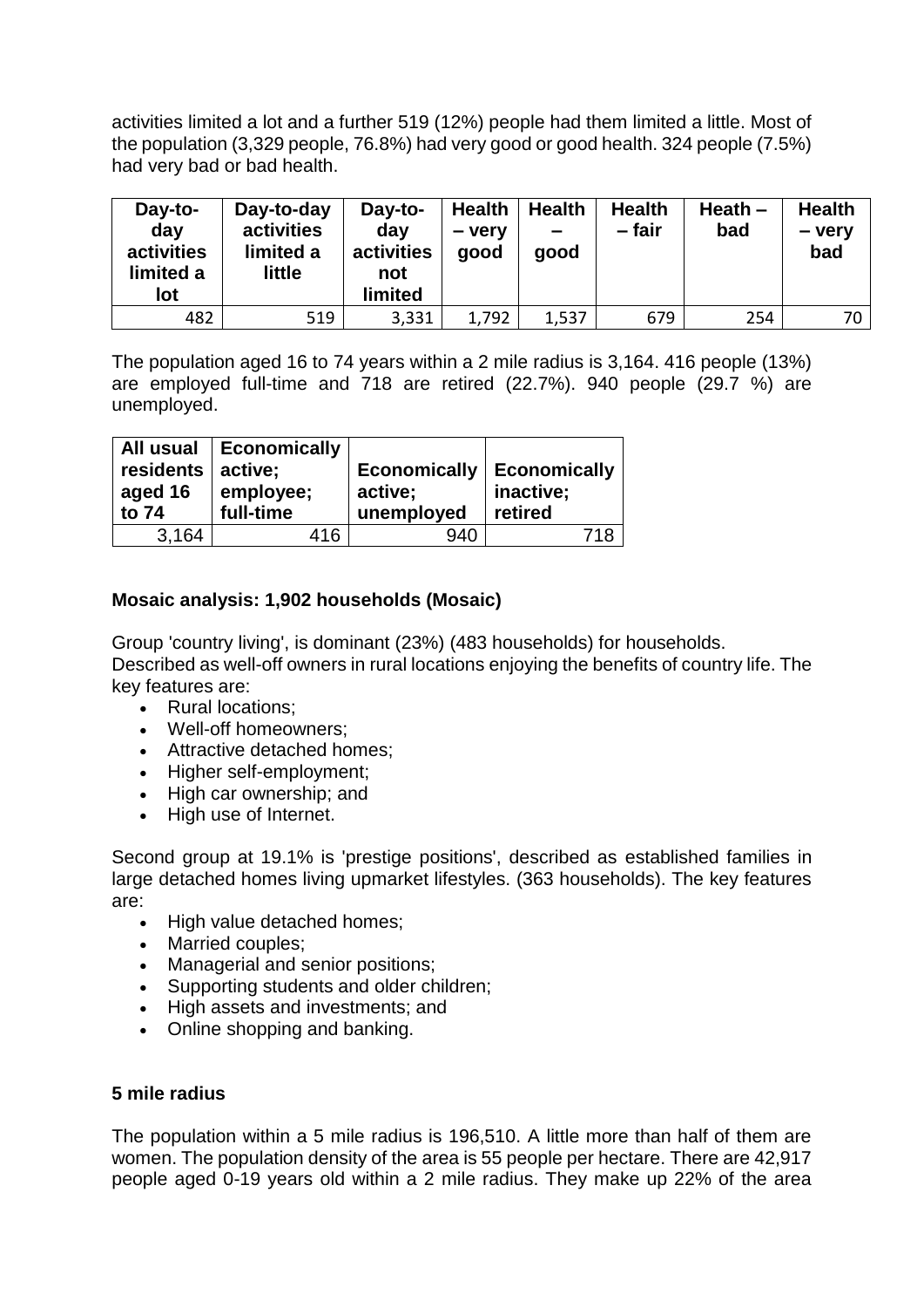activities limited a lot and a further 519 (12%) people had them limited a little. Most of the population (3,329 people, 76.8%) had very good or good health. 324 people (7.5%) had very bad or bad health.

| Day-to-day activities limited a lot | Day-to-day activities limited a little | Day-to-day activities not limited | Health – very good | Health – good | Health – fair | Heath – bad | Health – very bad |
|---|---|---|---|---|---|---|---|
| 482 | 519 | 3,331 | 1,792 | 1,537 | 679 | 254 | 70 |

The population aged 16 to 74 years within a 2 mile radius is 3,164. 416 people (13%) are employed full-time and 718 are retired (22.7%). 940 people (29.7 %) are unemployed.

| All usual residents aged 16 to 74 | Economically active; employee; full-time | Economically active; unemployed | Economically inactive; retired |
|---|---|---|---|
| 3,164 | 416 | 940 | 718 |

**Mosaic analysis: 1,902 households (Mosaic)**

Group 'country living', is dominant (23%) (483 households) for households. Described as well-off owners in rural locations enjoying the benefits of country life. The key features are:

- Rural locations;
- Well-off homeowners;
- Attractive detached homes;
- Higher self-employment;
- High car ownership; and
- High use of Internet.

Second group at 19.1% is 'prestige positions', described as established families in large detached homes living upmarket lifestyles. (363 households). The key features are:

- High value detached homes;
- Married couples;
- Managerial and senior positions;
- Supporting students and older children;
- High assets and investments; and
- Online shopping and banking.

**5 mile radius**

The population within a 5 mile radius is 196,510. A little more than half of them are women. The population density of the area is 55 people per hectare. There are 42,917 people aged 0-19 years old within a 2 mile radius. They make up 22% of the area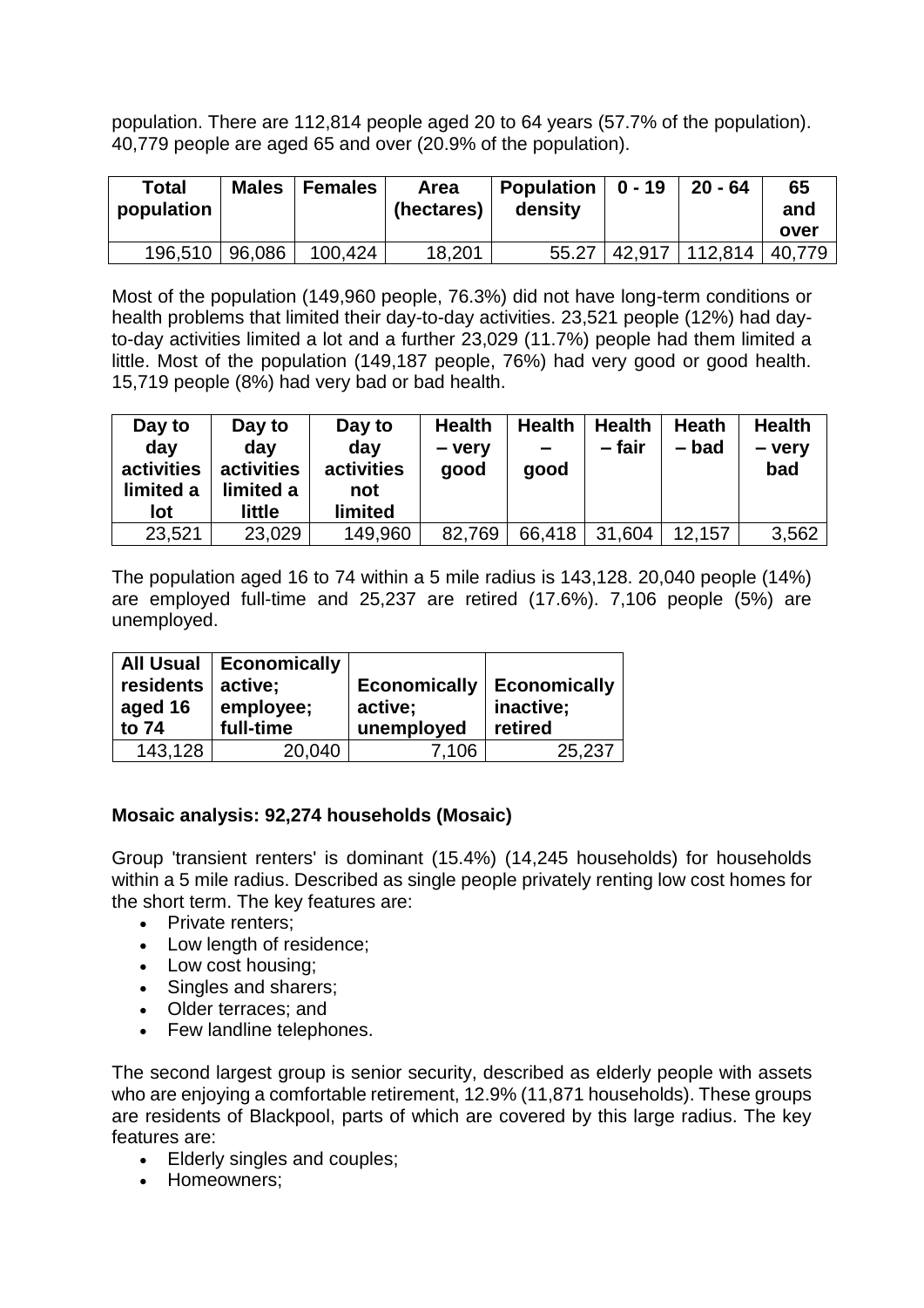population. There are 112,814 people aged 20 to 64 years (57.7% of the population). 40,779 people are aged 65 and over (20.9% of the population).

| Total population | Males | Females | Area (hectares) | Population density | 0 - 19 | 20 - 64 | 65 and over |
|---|---|---|---|---|---|---|---|
| 196,510 | 96,086 | 100,424 | 18,201 | 55.27 | 42,917 | 112,814 | 40,779 |

Most of the population (149,960 people, 76.3%) did not have long-term conditions or health problems that limited their day-to-day activities. 23,521 people (12%) had day-to-day activities limited a lot and a further 23,029 (11.7%) people had them limited a little. Most of the population (149,187 people, 76%) had very good or good health. 15,719 people (8%) had very bad or bad health.

| Day to day activities limited a lot | Day to day activities limited a little | Day to day activities not limited | Health – very good | Health – good | Health – fair | Heath – bad | Health – very bad |
|---|---|---|---|---|---|---|---|
| 23,521 | 23,029 | 149,960 | 82,769 | 66,418 | 31,604 | 12,157 | 3,562 |

The population aged 16 to 74 within a 5 mile radius is 143,128. 20,040 people (14%) are employed full-time and 25,237 are retired (17.6%). 7,106 people (5%) are unemployed.

| All Usual residents aged 16 to 74 | Economically active; employee; full-time | Economically active; unemployed | Economically inactive; retired |
|---|---|---|---|
| 143,128 | 20,040 | 7,106 | 25,237 |

**Mosaic analysis: 92,274 households (Mosaic)**

Group 'transient renters' is dominant (15.4%) (14,245 households) for households within a 5 mile radius. Described as single people privately renting low cost homes for the short term. The key features are:

- Private renters;
- Low length of residence;
- Low cost housing;
- Singles and sharers;
- Older terraces; and
- Few landline telephones.

The second largest group is senior security, described as elderly people with assets who are enjoying a comfortable retirement, 12.9% (11,871 households). These groups are residents of Blackpool, parts of which are covered by this large radius. The key features are:

- Elderly singles and couples;
- Homeowners;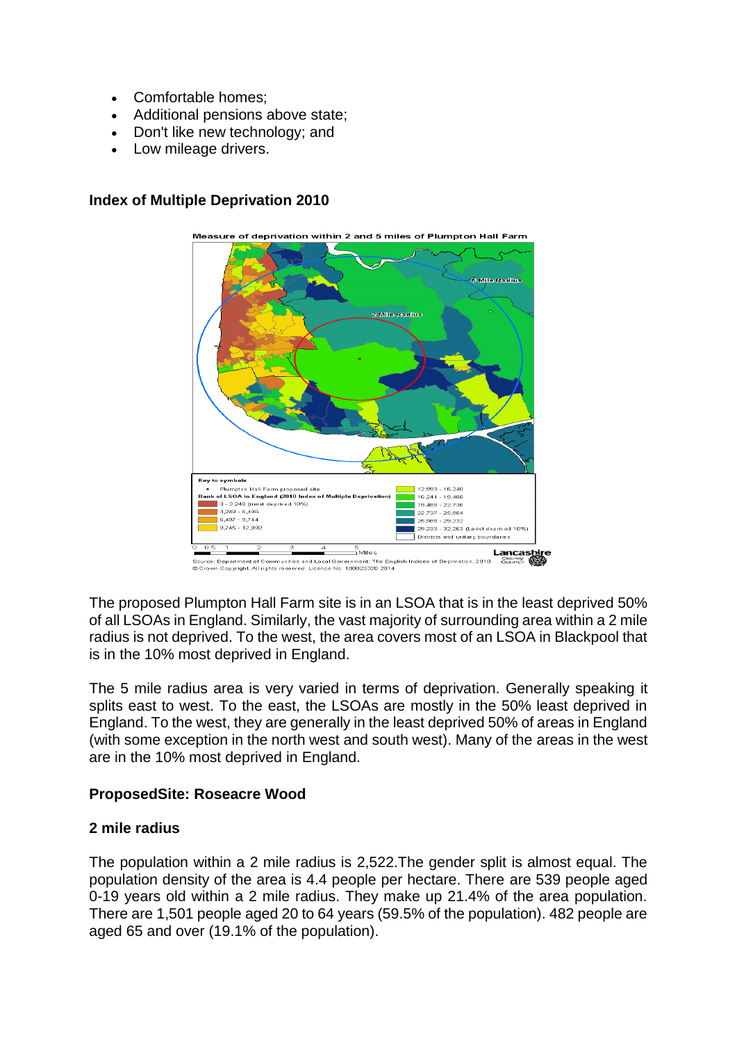- Comfortable homes;
- Additional pensions above state;
- Don't like new technology; and
- Low mileage drivers.

**Index of Multiple Deprivation 2010**

Measure of deprivation within 2 and 5 miles of Plumpton Hall Farm

Key to symbols

- Plumpton Hall Farm proposed site

Rank of LSOA in England (2010 Index of Multiple Deprivation)

- 3 - 3,248 (most deprived 10%)
- 3,249 - 6,496
- 6,497 - 9,744
- 9,745 - 12,992
- 12,993 - 16,240
- 16,241 - 19,488
- 19,489 - 22,736
- 22,737 - 25,984
- 25,985 - 29,232
- 29,233 - 32,263 (Least deprived 10%)
- Districts and unitary boundaries

Source: Department of Communities and Local Government: The English Indices of Deprivation, 2010
© Crown Copyright. All rights reserved. Licence No. 100023320 2014

The proposed Plumpton Hall Farm site is in an LSOA that is in the least deprived 50% of all LSOAs in England. Similarly, the vast majority of surrounding area within a 2 mile radius is not deprived. To the west, the area covers most of an LSOA in Blackpool that is in the 10% most deprived in England.

The 5 mile radius area is very varied in terms of deprivation. Generally speaking it splits east to west. To the east, the LSOAs are mostly in the 50% least deprived in England. To the west, they are generally in the least deprived 50% of areas in England (with some exception in the north west and south west). Many of the areas in the west are in the 10% most deprived in England.

**ProposedSite: Roseacre Wood**

**2 mile radius**

The population within a 2 mile radius is 2,522.The gender split is almost equal. The population density of the area is 4.4 people per hectare. There are 539 people aged 0-19 years old within a 2 mile radius. They make up 21.4% of the area population. There are 1,501 people aged 20 to 64 years (59.5% of the population). 482 people are aged 65 and over (19.1% of the population).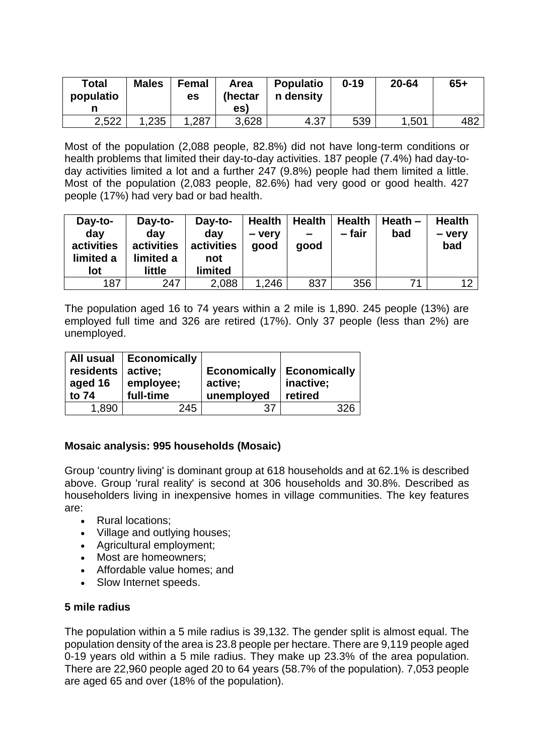| Total population | Males | Females | Area (hectares) | Population density | 0-19 | 20-64 | 65+ |
|---|---|---|---|---|---|---|---|
| 2,522 | 1,235 | 1,287 | 3,628 | 4.37 | 539 | 1,501 | 482 |

Most of the population (2,088 people, 82.8%) did not have long-term conditions or health problems that limited their day-to-day activities. 187 people (7.4%) had day-to-day activities limited a lot and a further 247 (9.8%) people had them limited a little. Most of the population (2,083 people, 82.6%) had very good or good health. 427 people (17%) had very bad or bad health.

| Day-to-day activities limited a lot | Day-to-day activities limited a little | Day-to-day activities not limited | Health – very good | Health – good | Health – fair | Heath – bad | Health – very bad |
|---|---|---|---|---|---|---|---|
| 187 | 247 | 2,088 | 1,246 | 837 | 356 | 71 | 12 |

The population aged 16 to 74 years within a 2 mile is 1,890. 245 people (13%) are employed full time and 326 are retired (17%). Only 37 people (less than 2%) are unemployed.

| All usual residents aged 16 to 74 | Economically active; employee; full-time | Economically active; unemployed | Economically inactive; retired |
|---|---|---|---|
| 1,890 | 245 | 37 | 326 |

**Mosaic analysis: 995 households (Mosaic)**

Group 'country living' is dominant group at 618 households and at 62.1% is described above. Group 'rural reality' is second at 306 households and 30.8%. Described as householders living in inexpensive homes in village communities. The key features are:

- Rural locations;
- Village and outlying houses;
- Agricultural employment;
- Most are homeowners;
- Affordable value homes; and
- Slow Internet speeds.

**5 mile radius**

The population within a 5 mile radius is 39,132. The gender split is almost equal. The population density of the area is 23.8 people per hectare. There are 9,119 people aged 0-19 years old within a 5 mile radius. They make up 23.3% of the area population. There are 22,960 people aged 20 to 64 years (58.7% of the population). 7,053 people are aged 65 and over (18% of the population).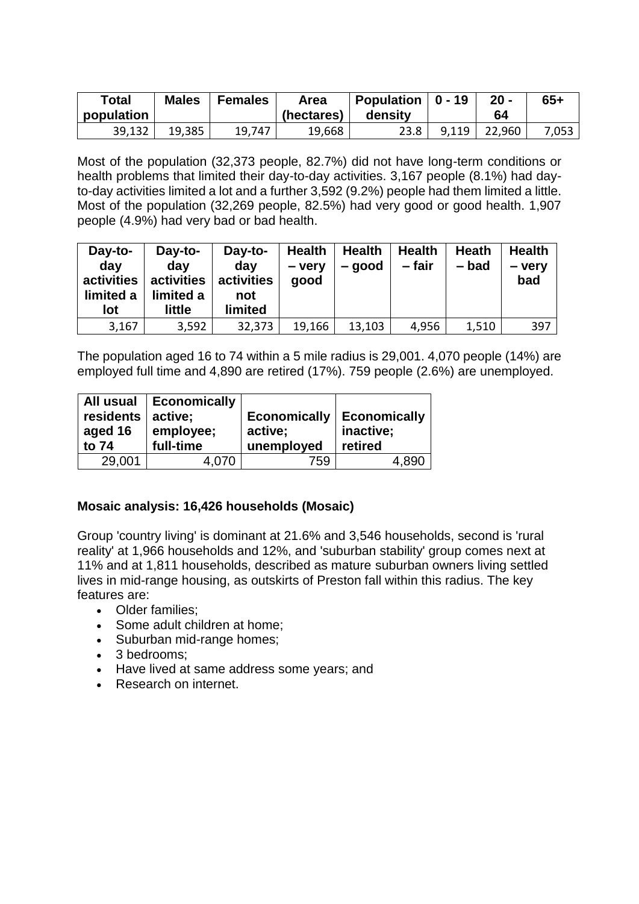| Total population | Males | Females | Area (hectares) | Population density | 0 - 19 | 20 - 64 | 65+ |
|---|---|---|---|---|---|---|---|
| 39,132 | 19,385 | 19,747 | 19,668 | 23.8 | 9,119 | 22,960 | 7,053 |

Most of the population (32,373 people, 82.7%) did not have long-term conditions or health problems that limited their day-to-day activities. 3,167 people (8.1%) had day-to-day activities limited a lot and a further 3,592 (9.2%) people had them limited a little. Most of the population (32,269 people, 82.5%) had very good or good health. 1,907 people (4.9%) had very bad or bad health.

| Day-to-day activities limited a lot | Day-to-day activities limited a little | Day-to-day activities not limited | Health – very good | Health – good | Health – fair | Heath – bad | Health – very bad |
|---|---|---|---|---|---|---|---|
| 3,167 | 3,592 | 32,373 | 19,166 | 13,103 | 4,956 | 1,510 | 397 |

The population aged 16 to 74 within a 5 mile radius is 29,001. 4,070 people (14%) are employed full time and 4,890 are retired (17%). 759 people (2.6%) are unemployed.

| All usual residents aged 16 to 74 | Economically active; employee; full-time | Economically active; unemployed | Economically inactive; retired |
|---|---|---|---|
| 29,001 | 4,070 | 759 | 4,890 |

**Mosaic analysis: 16,426 households (Mosaic)**

Group 'country living' is dominant at 21.6% and 3,546 households, second is 'rural reality' at 1,966 households and 12%, and 'suburban stability' group comes next at 11% and at 1,811 households, described as mature suburban owners living settled lives in mid-range housing, as outskirts of Preston fall within this radius. The key features are:

- Older families;
- Some adult children at home;
- Suburban mid-range homes;
- 3 bedrooms;
- Have lived at same address some years; and
- Research on internet.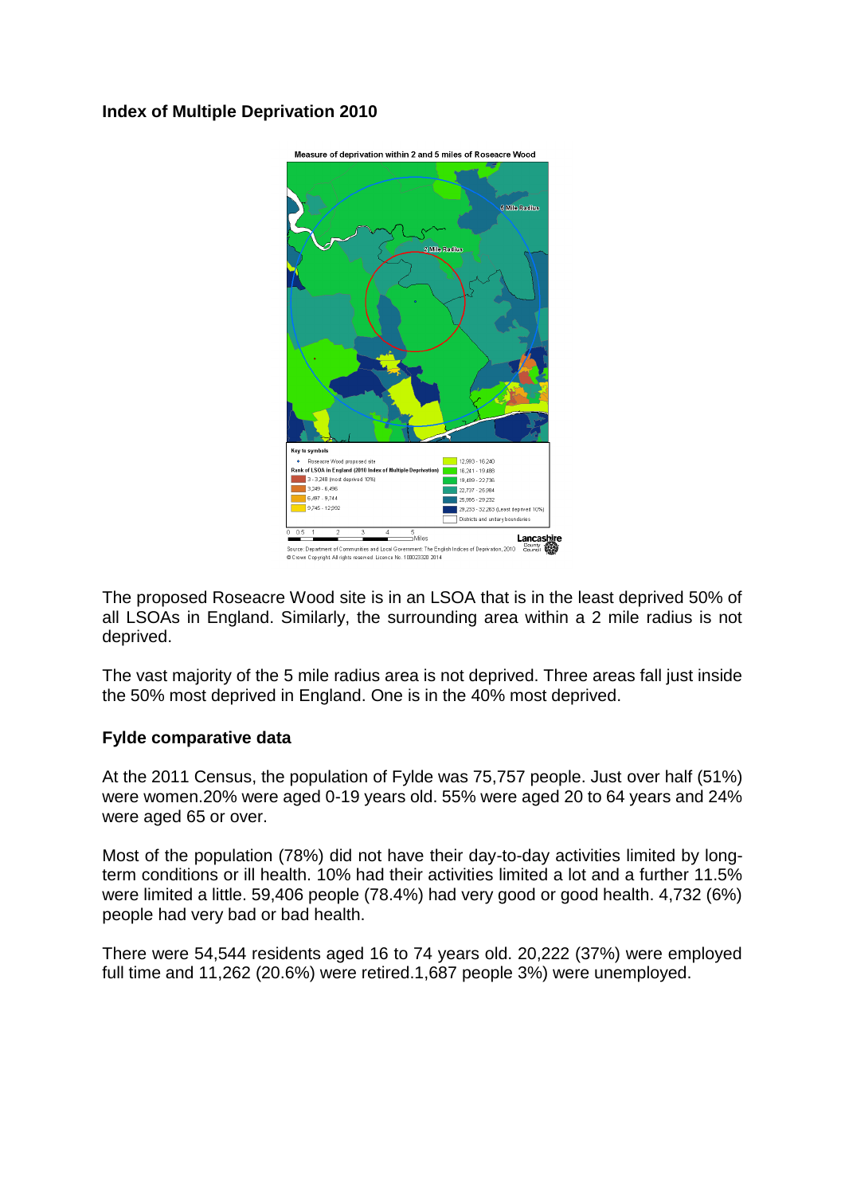### Index of Multiple Deprivation 2010

The proposed Roseacre Wood site is in an LSOA that is in the least deprived 50% of all LSOAs in England. Similarly, the surrounding area within a 2 mile radius is not deprived.

The vast majority of the 5 mile radius area is not deprived. Three areas fall just inside the 50% most deprived in England. One is in the 40% most deprived.

### Fylde comparative data

At the 2011 Census, the population of Fylde was 75,757 people. Just over half (51%) were women.20% were aged 0-19 years old. 55% were aged 20 to 64 years and 24% were aged 65 or over.

Most of the population (78%) did not have their day-to-day activities limited by long-term conditions or ill health. 10% had their activities limited a lot and a further 11.5% were limited a little. 59,406 people (78.4%) had very good or good health. 4,732 (6%) people had very bad or bad health.

There were 54,544 residents aged 16 to 74 years old. 20,222 (37%) were employed full time and 11,262 (20.6%) were retired.1,687 people 3%) were unemployed.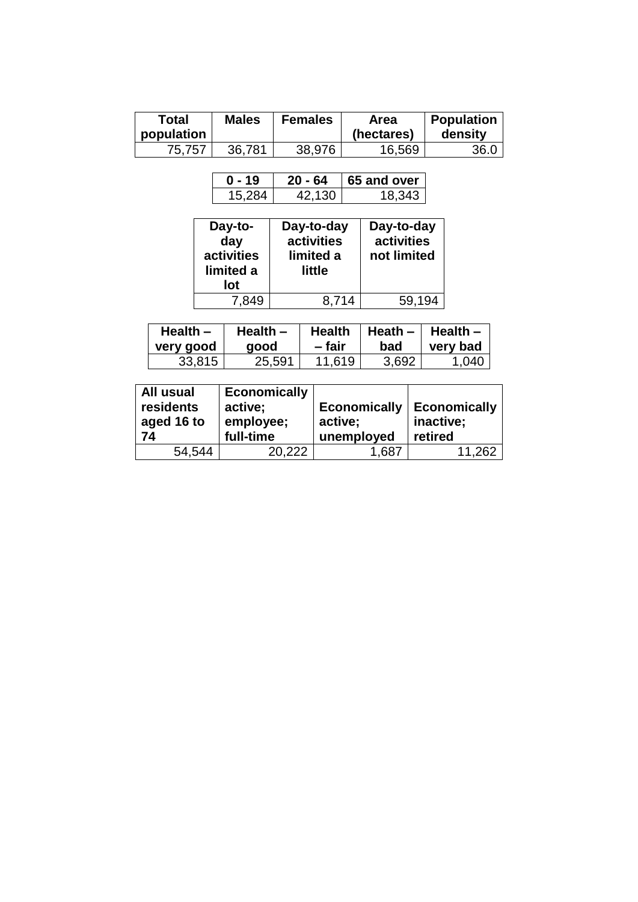| Total population | Males | Females | Area (hectares) | Population density |
|---|---|---|---|---|
| 75,757 | 36,781 | 38,976 | 16,569 | 36.0 |

| 0 - 19 | 20 - 64 | 65 and over |
|---|---|---|
| 15,284 | 42,130 | 18,343 |

| Day-to-day activities limited a lot | Day-to-day activities limited a little | Day-to-day activities not limited |
|---|---|---|
| 7,849 | 8,714 | 59,194 |

| Health – very good | Health – good | Health – fair | Heath – bad | Health – very bad |
|---|---|---|---|---|
| 33,815 | 25,591 | 11,619 | 3,692 | 1,040 |

| All usual residents aged 16 to 74 | Economically active; employee; full-time | Economically active; unemployed | Economically inactive; retired |
|---|---|---|---|
| 54,544 | 20,222 | 1,687 | 11,262 |